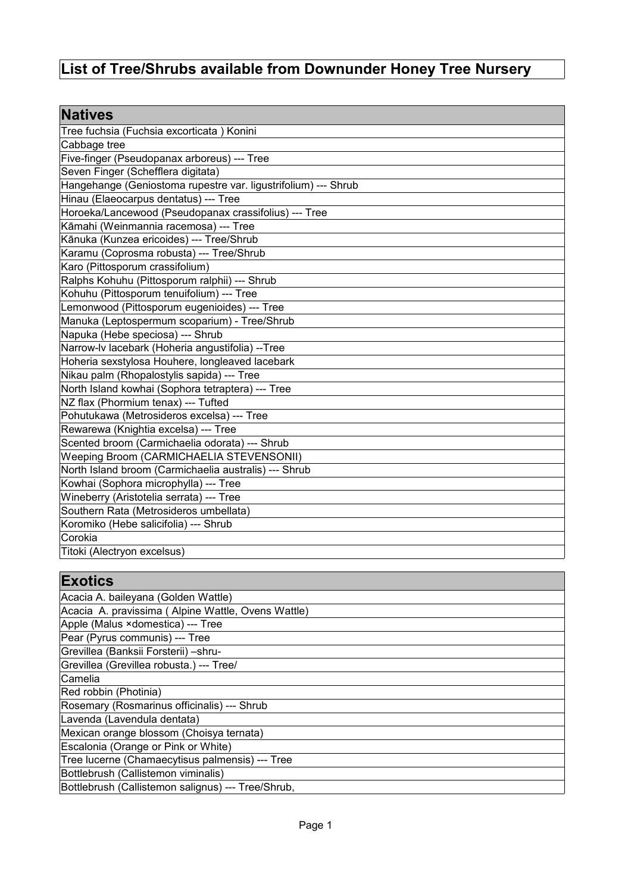# List of Tree/Shrubs available from Downunder Honey Tree Nursery

| Natives |
| --- |
| Tree fuchsia (Fuchsia excorticata ) Konini |
| Cabbage tree |
| Five-finger (Pseudopanax arboreus) --- Tree |
| Seven Finger (Schefflera digitata) |
| Hangehange (Geniostoma rupestre var. ligustrifolium) --- Shrub |
| Hinau (Elaeocarpus dentatus) --- Tree |
| Horoeka/Lancewood (Pseudopanax crassifolius) --- Tree |
| Kāmahi (Weinmannia racemosa) --- Tree |
| Kānuka (Kunzea ericoides) --- Tree/Shrub |
| Karamu (Coprosma robusta) --- Tree/Shrub |
| Karo (Pittosporum crassifolium) |
| Ralphs Kohuhu (Pittosporum ralphii) --- Shrub |
| Kohuhu (Pittosporum tenuifolium) --- Tree |
| Lemonwood (Pittosporum eugenioides) --- Tree |
| Manuka (Leptospermum scoparium) - Tree/Shrub |
| Napuka (Hebe speciosa) --- Shrub |
| Narrow-lv lacebark (Hoheria angustifolia) --Tree |
| Hoheria sexstylosa Houhere, longleaved lacebark |
| Nikau palm (Rhopalostylis sapida) --- Tree |
| North Island kowhai (Sophora tetraptera) --- Tree |
| NZ flax (Phormium tenax) --- Tufted |
| Pohutukawa (Metrosideros excelsa) --- Tree |
| Rewarewa (Knightia excelsa) --- Tree |
| Scented broom (Carmichaelia odorata) --- Shrub |
| Weeping Broom (CARMICHAELIA STEVENSONII) |
| North Island broom (Carmichaelia australis) --- Shrub |
| Kowhai (Sophora microphylla) --- Tree |
| Wineberry (Aristotelia serrata) --- Tree |
| Southern Rata (Metrosideros umbellata) |
| Koromiko (Hebe salicifolia) --- Shrub |
| Corokia |
| Titoki (Alectryon excelsus) |

| Exotics |
| --- |
| Acacia A. baileyana (Golden Wattle) |
| Acacia A. pravissima ( Alpine Wattle, Ovens Wattle) |
| Apple (Malus ×domestica) --- Tree |
| Pear (Pyrus communis) --- Tree |
| Grevillea (Banksii Forsterii) –shru- |
| Grevillea (Grevillea robusta.) --- Tree/ |
| Camelia |
| Red robbin (Photinia) |
| Rosemary (Rosmarinus officinalis) --- Shrub |
| Lavenda (Lavendula dentata) |
| Mexican orange blossom (Choisya ternata) |
| Escalonia (Orange or Pink or White) |
| Tree lucerne (Chamaecytisus palmensis) --- Tree |
| Bottlebrush (Callistemon viminalis) |
| Bottlebrush (Callistemon salignus) --- Tree/Shrub, |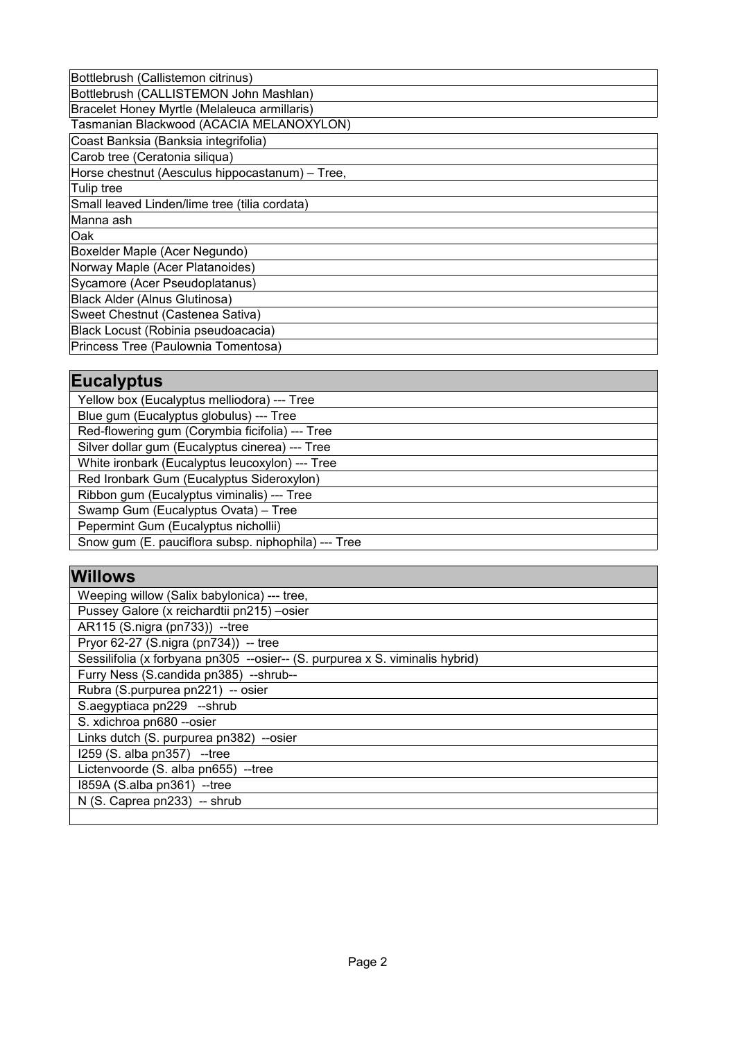| |
|---|
| Bottlebrush (Callistemon citrinus) |
| Bottlebrush (CALLISTEMON John Mashlan) |
| Bracelet Honey Myrtle (Melaleuca armillaris) |
| Tasmanian Blackwood (ACACIA MELANOXYLON) |
| Coast Banksia (Banksia integrifolia) |
| Carob tree (Ceratonia siliqua) |
| Horse chestnut (Aesculus hippocastanum) – Tree, |
| Tulip tree |
| Small leaved Linden/lime tree (tilia cordata) |
| Manna ash |
| Oak |
| Boxelder Maple (Acer Negundo) |
| Norway Maple (Acer Platanoides) |
| Sycamore (Acer Pseudoplatanus) |
| Black Alder (Alnus Glutinosa) |
| Sweet Chestnut (Castenea Sativa) |
| Black Locust (Robinia pseudoacacia) |
| Princess Tree (Paulownia Tomentosa) |

| **Eucalyptus** |
|---|
| Yellow box (Eucalyptus melliodora) --- Tree |
| Blue gum (Eucalyptus globulus) --- Tree |
| Red-flowering gum (Corymbia ficifolia) --- Tree |
| Silver dollar gum (Eucalyptus cinerea) --- Tree |
| White ironbark (Eucalyptus leucoxylon) --- Tree |
| Red Ironbark Gum (Eucalyptus Sideroxylon) |
| Ribbon gum (Eucalyptus viminalis) --- Tree |
| Swamp Gum (Eucalyptus Ovata) – Tree |
| Pepermint Gum (Eucalyptus nichollii) |
| Snow gum (E. pauciflora subsp. niphophila) --- Tree |

| **Willows** |
|---|
| Weeping willow (Salix babylonica) --- tree, |
| Pussey Galore (x reichardtii pn215) –osier |
| AR115 (S.nigra (pn733)) --tree |
| Pryor 62-27 (S.nigra (pn734)) -- tree |
| Sessilifolia (x forbyana pn305 --osier-- (S. purpurea x S. viminalis hybrid) |
| Furry Ness (S.candida pn385) --shrub-- |
| Rubra (S.purpurea pn221) -- osier |
| S.aegyptiaca pn229 --shrub |
| S. xdichroa pn680 --osier |
| Links dutch (S. purpurea pn382) --osier |
| I259 (S. alba pn357) --tree |
| Lictenvoorde (S. alba pn655) --tree |
| I859A (S.alba pn361) --tree |
| N (S. Caprea pn233) -- shrub |
| |